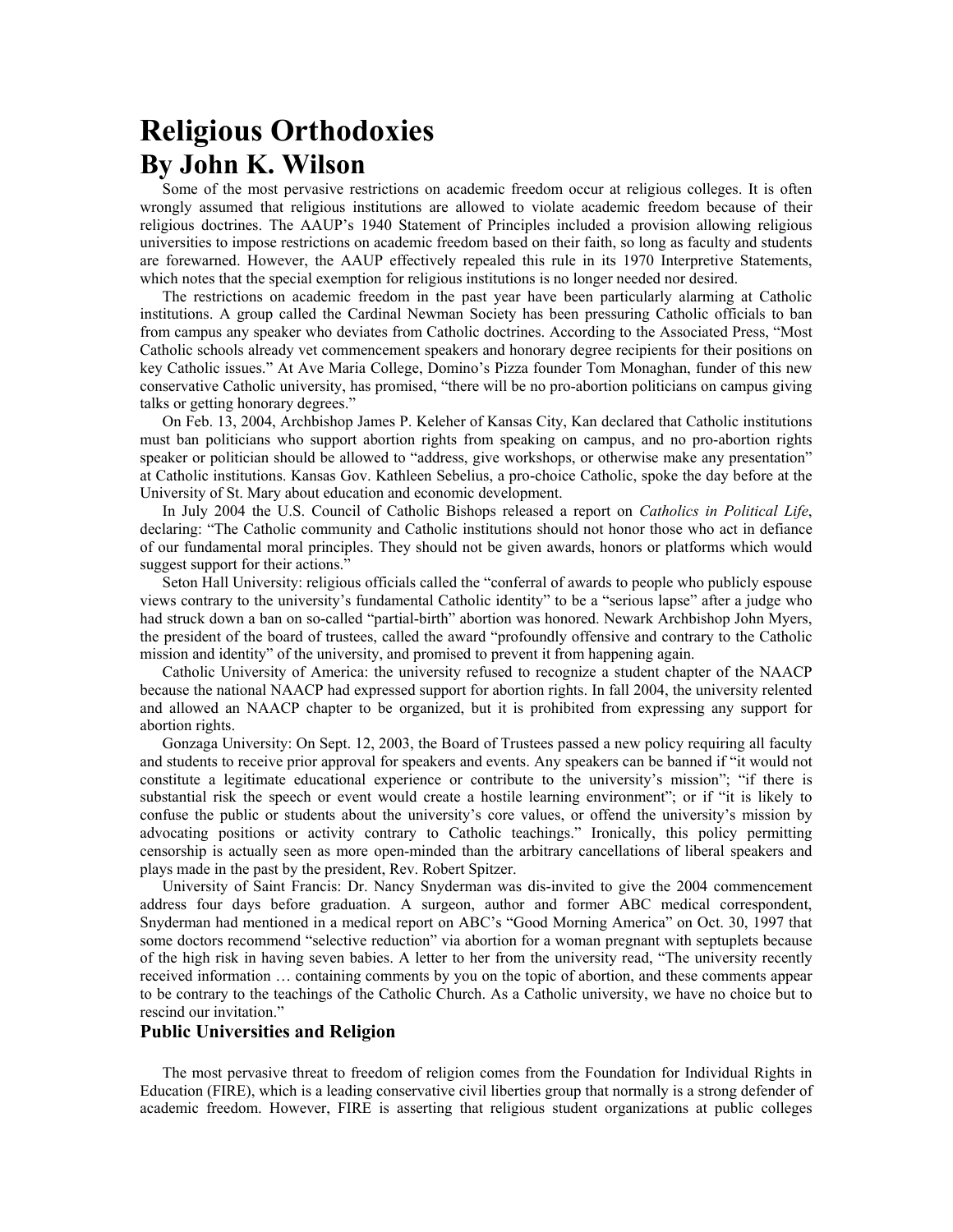# Religious Orthodoxies

## By John K. Wilson

Some of the most pervasive restrictions on academic freedom occur at religious colleges. It is often wrongly assumed that religious institutions are allowed to violate academic freedom because of their religious doctrines. The AAUP's 1940 Statement of Principles included a provision allowing religious universities to impose restrictions on academic freedom based on their faith, so long as faculty and students are forewarned. However, the AAUP effectively repealed this rule in its 1970 Interpretive Statements, which notes that the special exemption for religious institutions is no longer needed nor desired.

The restrictions on academic freedom in the past year have been particularly alarming at Catholic institutions. A group called the Cardinal Newman Society has been pressuring Catholic officials to ban from campus any speaker who deviates from Catholic doctrines. According to the Associated Press, "Most Catholic schools already vet commencement speakers and honorary degree recipients for their positions on key Catholic issues." At Ave Maria College, Domino's Pizza founder Tom Monaghan, funder of this new conservative Catholic university, has promised, "there will be no pro-abortion politicians on campus giving talks or getting honorary degrees."

On Feb. 13, 2004, Archbishop James P. Keleher of Kansas City, Kan declared that Catholic institutions must ban politicians who support abortion rights from speaking on campus, and no pro-abortion rights speaker or politician should be allowed to "address, give workshops, or otherwise make any presentation" at Catholic institutions. Kansas Gov. Kathleen Sebelius, a pro-choice Catholic, spoke the day before at the University of St. Mary about education and economic development.

In July 2004 the U.S. Council of Catholic Bishops released a report on *Catholics in Political Life*, declaring: "The Catholic community and Catholic institutions should not honor those who act in defiance of our fundamental moral principles. They should not be given awards, honors or platforms which would suggest support for their actions."

Seton Hall University: religious officials called the "conferral of awards to people who publicly espouse views contrary to the university's fundamental Catholic identity" to be a "serious lapse" after a judge who had struck down a ban on so-called "partial-birth" abortion was honored. Newark Archbishop John Myers, the president of the board of trustees, called the award "profoundly offensive and contrary to the Catholic mission and identity" of the university, and promised to prevent it from happening again.

Catholic University of America: the university refused to recognize a student chapter of the NAACP because the national NAACP had expressed support for abortion rights. In fall 2004, the university relented and allowed an NAACP chapter to be organized, but it is prohibited from expressing any support for abortion rights.

Gonzaga University: On Sept. 12, 2003, the Board of Trustees passed a new policy requiring all faculty and students to receive prior approval for speakers and events. Any speakers can be banned if "it would not constitute a legitimate educational experience or contribute to the university's mission"; "if there is substantial risk the speech or event would create a hostile learning environment"; or if "it is likely to confuse the public or students about the university's core values, or offend the university's mission by advocating positions or activity contrary to Catholic teachings." Ironically, this policy permitting censorship is actually seen as more open-minded than the arbitrary cancellations of liberal speakers and plays made in the past by the president, Rev. Robert Spitzer.

University of Saint Francis: Dr. Nancy Snyderman was dis-invited to give the 2004 commencement address four days before graduation. A surgeon, author and former ABC medical correspondent, Snyderman had mentioned in a medical report on ABC's "Good Morning America" on Oct. 30, 1997 that some doctors recommend "selective reduction" via abortion for a woman pregnant with septuplets because of the high risk in having seven babies. A letter to her from the university read, "The university recently received information … containing comments by you on the topic of abortion, and these comments appear to be contrary to the teachings of the Catholic Church. As a Catholic university, we have no choice but to rescind our invitation."

### Public Universities and Religion

The most pervasive threat to freedom of religion comes from the Foundation for Individual Rights in Education (FIRE), which is a leading conservative civil liberties group that normally is a strong defender of academic freedom. However, FIRE is asserting that religious student organizations at public colleges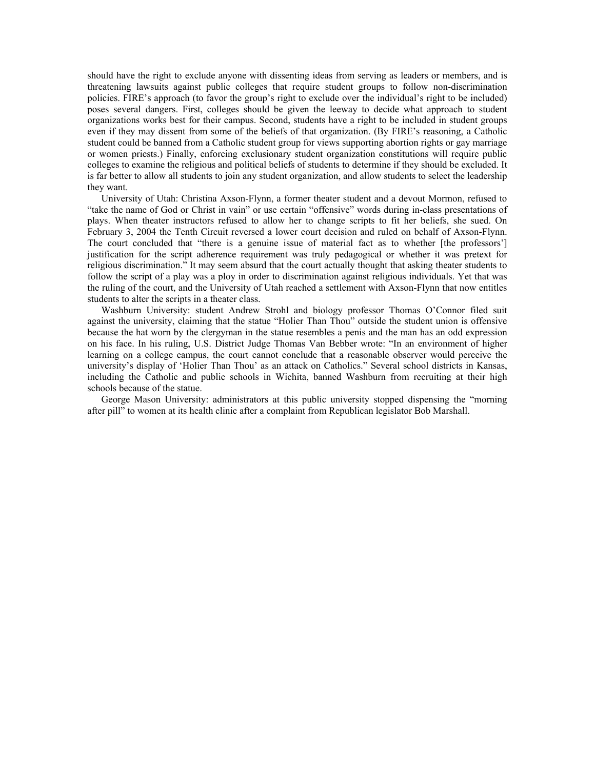should have the right to exclude anyone with dissenting ideas from serving as leaders or members, and is threatening lawsuits against public colleges that require student groups to follow non-discrimination policies. FIRE's approach (to favor the group's right to exclude over the individual's right to be included) poses several dangers. First, colleges should be given the leeway to decide what approach to student organizations works best for their campus. Second, students have a right to be included in student groups even if they may dissent from some of the beliefs of that organization. (By FIRE's reasoning, a Catholic student could be banned from a Catholic student group for views supporting abortion rights or gay marriage or women priests.) Finally, enforcing exclusionary student organization constitutions will require public colleges to examine the religious and political beliefs of students to determine if they should be excluded. It is far better to allow all students to join any student organization, and allow students to select the leadership they want.

University of Utah: Christina Axson-Flynn, a former theater student and a devout Mormon, refused to "take the name of God or Christ in vain" or use certain "offensive" words during in-class presentations of plays. When theater instructors refused to allow her to change scripts to fit her beliefs, she sued. On February 3, 2004 the Tenth Circuit reversed a lower court decision and ruled on behalf of Axson-Flynn. The court concluded that "there is a genuine issue of material fact as to whether [the professors'] justification for the script adherence requirement was truly pedagogical or whether it was pretext for religious discrimination." It may seem absurd that the court actually thought that asking theater students to follow the script of a play was a ploy in order to discrimination against religious individuals. Yet that was the ruling of the court, and the University of Utah reached a settlement with Axson-Flynn that now entitles students to alter the scripts in a theater class.

Washburn University: student Andrew Strohl and biology professor Thomas O'Connor filed suit against the university, claiming that the statue "Holier Than Thou" outside the student union is offensive because the hat worn by the clergyman in the statue resembles a penis and the man has an odd expression on his face. In his ruling, U.S. District Judge Thomas Van Bebber wrote: "In an environment of higher learning on a college campus, the court cannot conclude that a reasonable observer would perceive the university's display of 'Holier Than Thou' as an attack on Catholics." Several school districts in Kansas, including the Catholic and public schools in Wichita, banned Washburn from recruiting at their high schools because of the statue.

George Mason University: administrators at this public university stopped dispensing the "morning after pill" to women at its health clinic after a complaint from Republican legislator Bob Marshall.